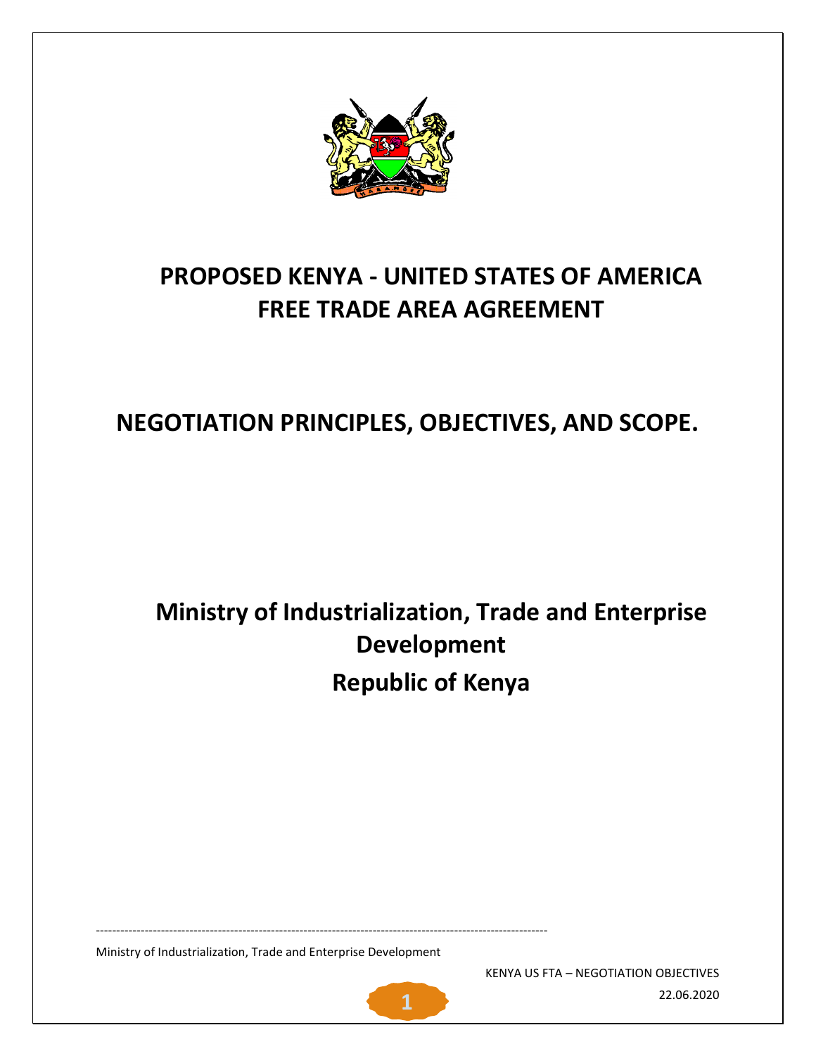# PROPOSED KENYA - UNITED STATES OF AMERICA FREE TRADE AREA AGREEMENT

## NEGOTIATION PRINCIPLES, OBJECTIVES, AND SCOPE.

## Ministry of Industrialization, Trade and Enterprise Development

## Republic of Kenya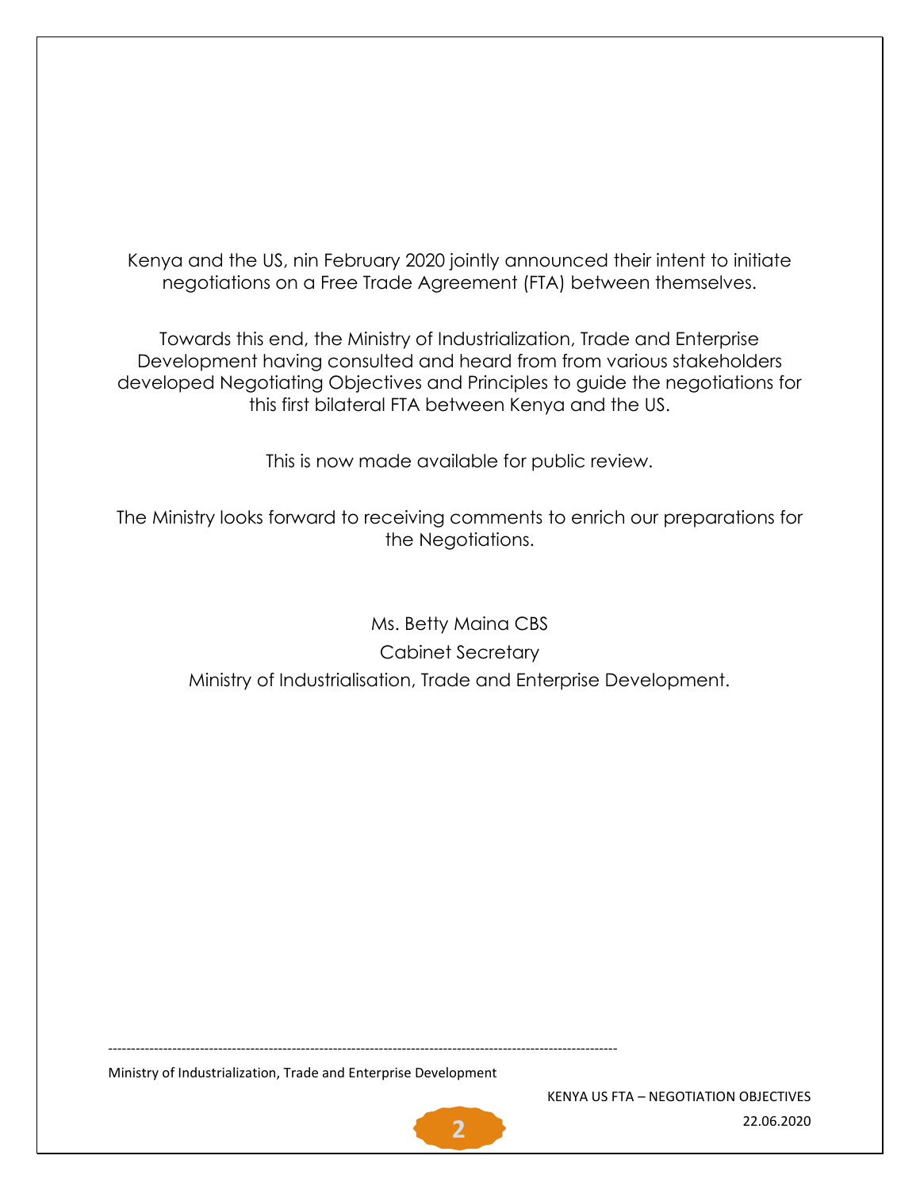Kenya and the US, nin February 2020 jointly announced their intent to initiate negotiations on a Free Trade Agreement (FTA) between themselves.

Towards this end, the Ministry of Industrialization, Trade and Enterprise Development having consulted and heard from from various stakeholders developed Negotiating Objectives and Principles to guide the negotiations for this first bilateral FTA between Kenya and the US.

This is now made available for public review.

The Ministry looks forward to receiving comments to enrich our preparations for the Negotiations.

Ms. Betty Maina CBS

Cabinet Secretary

Ministry of Industrialisation, Trade and Enterprise Development.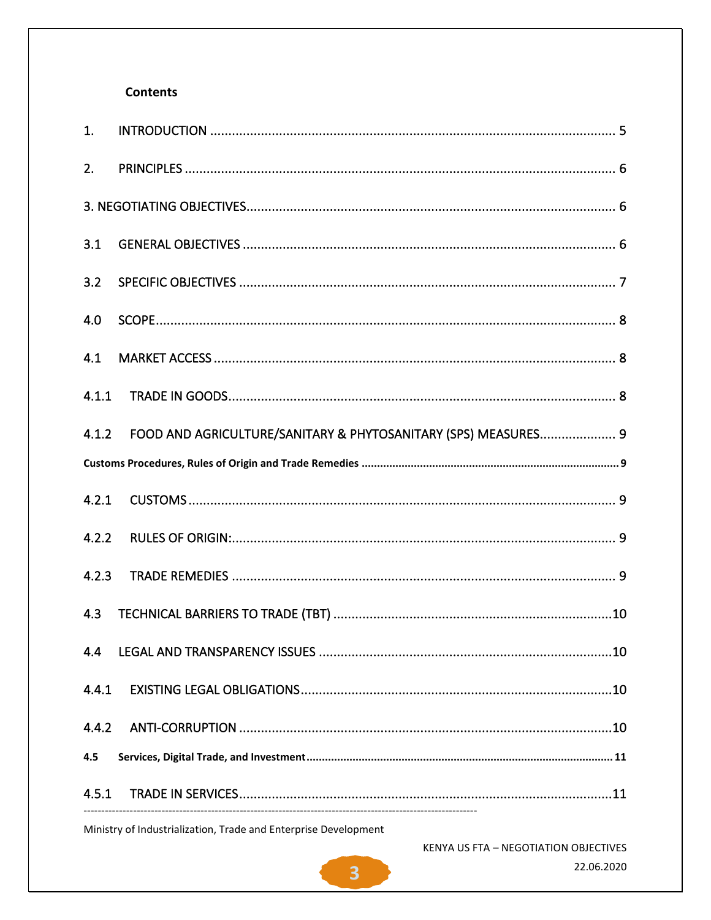**Contents**

1. INTRODUCTION ............................................................................................................. 5

2. PRINCIPLES ..................................................................................................................... 6

3. NEGOTIATING OBJECTIVES.................................................................................................... 6

3.1 GENERAL OBJECTIVES ..................................................................................................... 6

3.2 SPECIFIC OBJECTIVES ..................................................................................................... 7

4.0 SCOPE............................................................................................................................ 8

4.1 MARKET ACCESS ............................................................................................................. 8

4.1.1 TRADE IN GOODS......................................................................................................... 8

4.1.2 FOOD AND AGRICULTURE/SANITARY & PHYTOSANITARY (SPS) MEASURES..................... 9

**Customs Procedures, Rules of Origin and Trade Remedies** .................................................................................... 9

4.2.1 CUSTOMS .................................................................................................................... 9

4.2.2 RULES OF ORIGIN:........................................................................................................ 9

4.2.3 TRADE REMEDIES ........................................................................................................ 9

4.3 TECHNICAL BARRIERS TO TRADE (TBT) ............................................................................10

4.4 LEGAL AND TRANSPARENCY ISSUES ................................................................................10

4.4.1 EXISTING LEGAL OBLIGATIONS.....................................................................................10

4.4.2 ANTI-CORRUPTION ......................................................................................................10

**4.5 Services, Digital Trade, and Investment** ................................................................................................... 11

4.5.1 TRADE IN SERVICES......................................................................................................11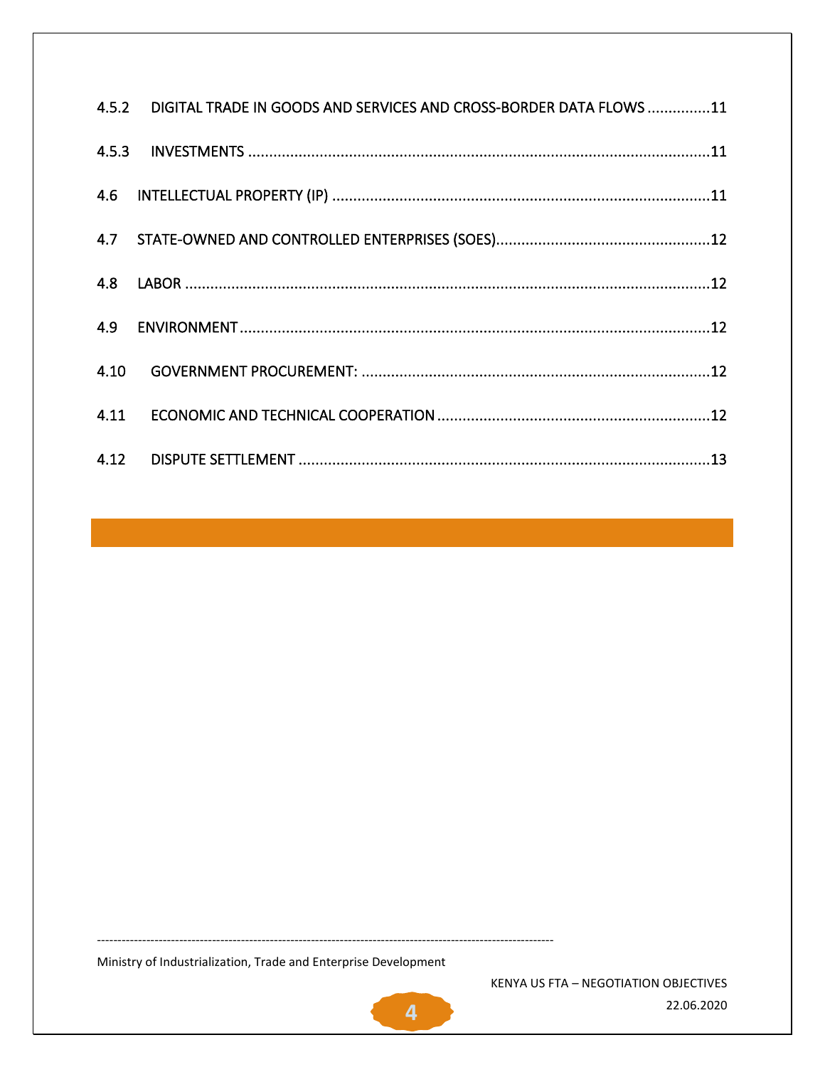4.5.2 DIGITAL TRADE IN GOODS AND SERVICES AND CROSS-BORDER DATA FLOWS ...............11

4.5.3 INVESTMENTS ...........................................................................................................11

4.6 INTELLECTUAL PROPERTY (IP) .........................................................................................11

4.7 STATE-OWNED AND CONTROLLED ENTERPRISES (SOES)..................................................12

4.8 LABOR ............................................................................................................................12

4.9 ENVIRONMENT...............................................................................................................12

4.10 GOVERNMENT PROCUREMENT: ..................................................................................12

4.11 ECONOMIC AND TECHNICAL COOPERATION ................................................................12

4.12 DISPUTE SETTLEMENT .................................................................................................13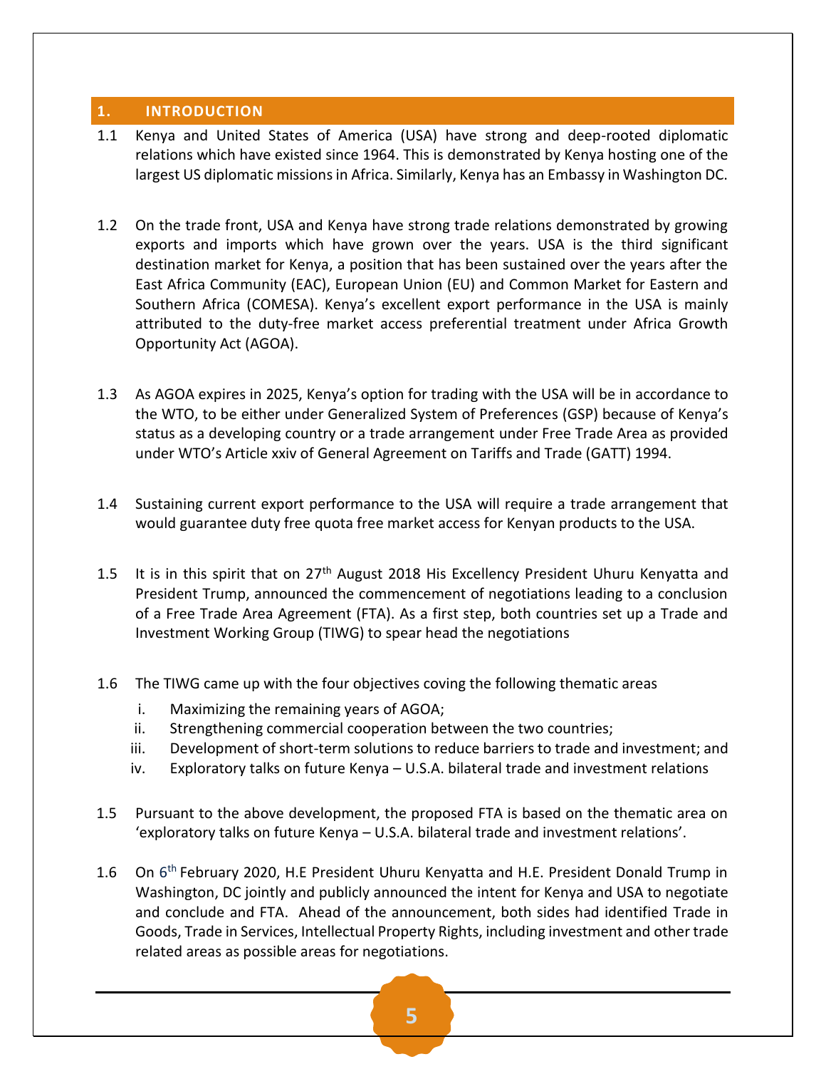# 1. INTRODUCTION

1.1 Kenya and United States of America (USA) have strong and deep-rooted diplomatic relations which have existed since 1964. This is demonstrated by Kenya hosting one of the largest US diplomatic missions in Africa. Similarly, Kenya has an Embassy in Washington DC.

1.2 On the trade front, USA and Kenya have strong trade relations demonstrated by growing exports and imports which have grown over the years. USA is the third significant destination market for Kenya, a position that has been sustained over the years after the East Africa Community (EAC), European Union (EU) and Common Market for Eastern and Southern Africa (COMESA). Kenya's excellent export performance in the USA is mainly attributed to the duty-free market access preferential treatment under Africa Growth Opportunity Act (AGOA).

1.3 As AGOA expires in 2025, Kenya's option for trading with the USA will be in accordance to the WTO, to be either under Generalized System of Preferences (GSP) because of Kenya's status as a developing country or a trade arrangement under Free Trade Area as provided under WTO's Article xxiv of General Agreement on Tariffs and Trade (GATT) 1994.

1.4 Sustaining current export performance to the USA will require a trade arrangement that would guarantee duty free quota free market access for Kenyan products to the USA.

1.5 It is in this spirit that on 27th August 2018 His Excellency President Uhuru Kenyatta and President Trump, announced the commencement of negotiations leading to a conclusion of a Free Trade Area Agreement (FTA). As a first step, both countries set up a Trade and Investment Working Group (TIWG) to spear head the negotiations

1.6 The TIWG came up with the four objectives coving the following thematic areas

i. Maximizing the remaining years of AGOA;
ii. Strengthening commercial cooperation between the two countries;
iii. Development of short-term solutions to reduce barriers to trade and investment; and
iv. Exploratory talks on future Kenya – U.S.A. bilateral trade and investment relations

1.5 Pursuant to the above development, the proposed FTA is based on the thematic area on 'exploratory talks on future Kenya – U.S.A. bilateral trade and investment relations'.

1.6 On 6th February 2020, H.E President Uhuru Kenyatta and H.E. President Donald Trump in Washington, DC jointly and publicly announced the intent for Kenya and USA to negotiate and conclude and FTA. Ahead of the announcement, both sides had identified Trade in Goods, Trade in Services, Intellectual Property Rights, including investment and other trade related areas as possible areas for negotiations.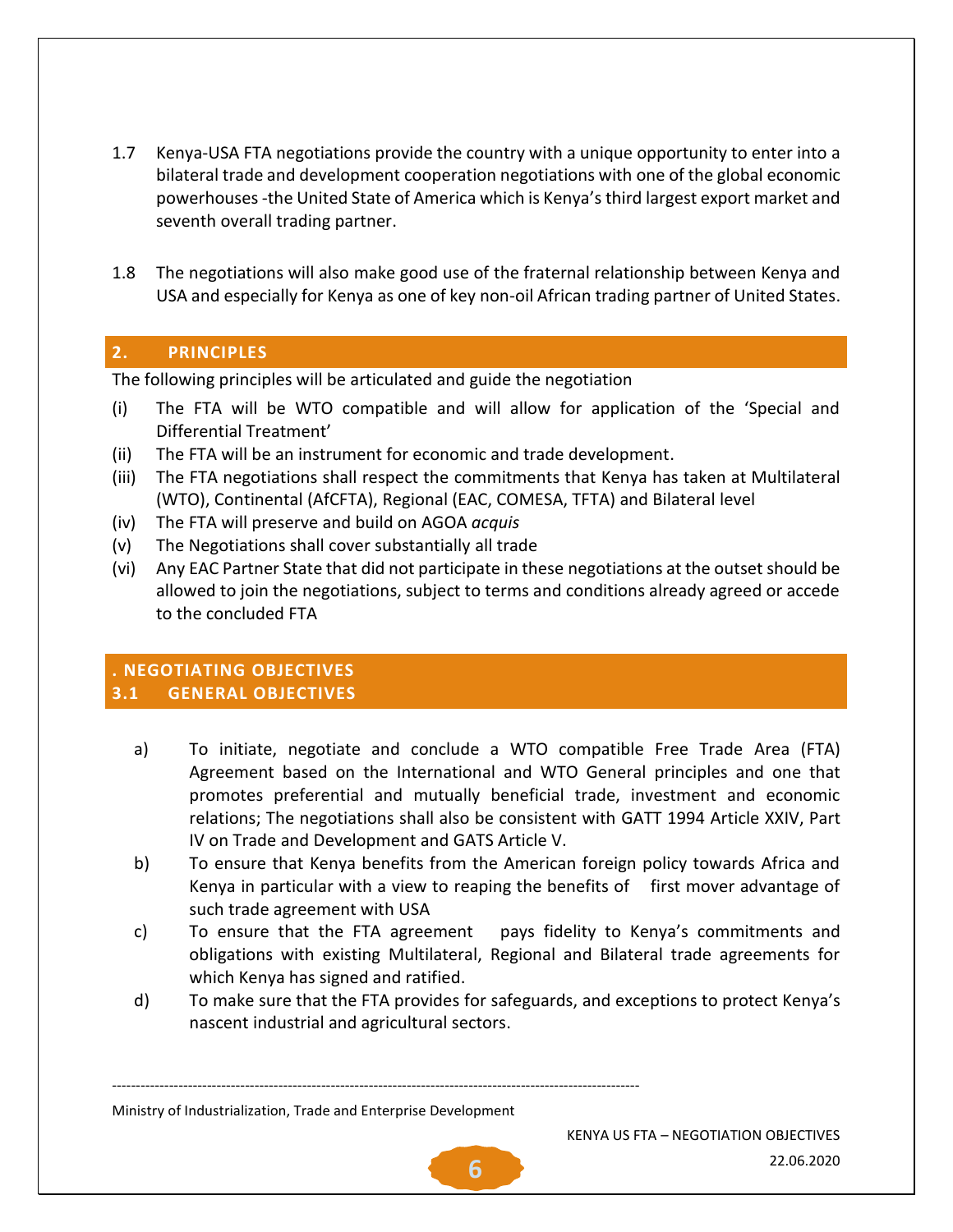1.7 Kenya-USA FTA negotiations provide the country with a unique opportunity to enter into a bilateral trade and development cooperation negotiations with one of the global economic powerhouses -the United State of America which is Kenya's third largest export market and seventh overall trading partner.

1.8 The negotiations will also make good use of the fraternal relationship between Kenya and USA and especially for Kenya as one of key non-oil African trading partner of United States.

## 2. PRINCIPLES

The following principles will be articulated and guide the negotiation

(i) The FTA will be WTO compatible and will allow for application of the 'Special and Differential Treatment'
(ii) The FTA will be an instrument for economic and trade development.
(iii) The FTA negotiations shall respect the commitments that Kenya has taken at Multilateral (WTO), Continental (AfCFTA), Regional (EAC, COMESA, TFTA) and Bilateral level
(iv) The FTA will preserve and build on AGOA *acquis*
(v) The Negotiations shall cover substantially all trade
(vi) Any EAC Partner State that did not participate in these negotiations at the outset should be allowed to join the negotiations, subject to terms and conditions already agreed or accede to the concluded FTA

## . NEGOTIATING OBJECTIVES

### 3.1 GENERAL OBJECTIVES

a) To initiate, negotiate and conclude a WTO compatible Free Trade Area (FTA) Agreement based on the International and WTO General principles and one that promotes preferential and mutually beneficial trade, investment and economic relations; The negotiations shall also be consistent with GATT 1994 Article XXIV, Part IV on Trade and Development and GATS Article V.

b) To ensure that Kenya benefits from the American foreign policy towards Africa and Kenya in particular with a view to reaping the benefits of first mover advantage of such trade agreement with USA

c) To ensure that the FTA agreement pays fidelity to Kenya's commitments and obligations with existing Multilateral, Regional and Bilateral trade agreements for which Kenya has signed and ratified.

d) To make sure that the FTA provides for safeguards, and exceptions to protect Kenya's nascent industrial and agricultural sectors.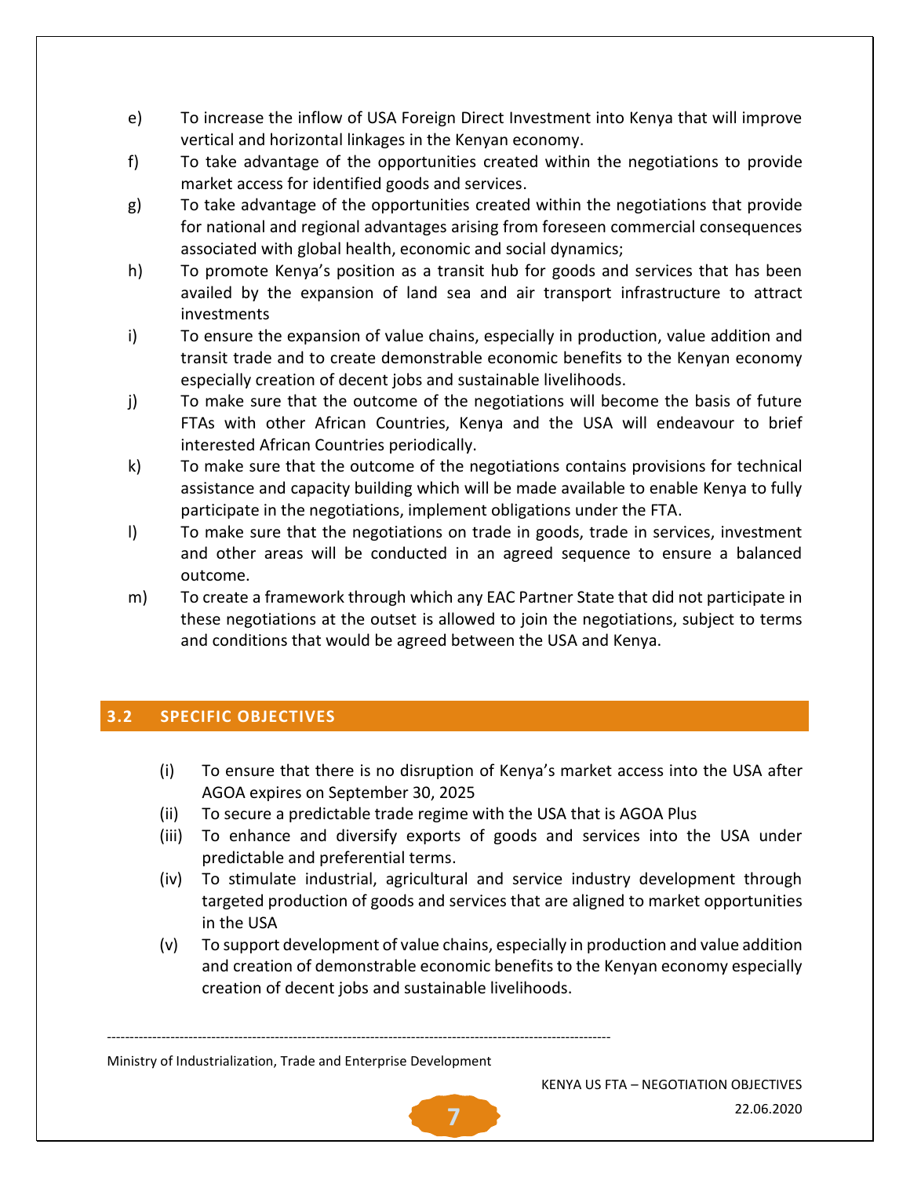e) To increase the inflow of USA Foreign Direct Investment into Kenya that will improve vertical and horizontal linkages in the Kenyan economy.

f) To take advantage of the opportunities created within the negotiations to provide market access for identified goods and services.

g) To take advantage of the opportunities created within the negotiations that provide for national and regional advantages arising from foreseen commercial consequences associated with global health, economic and social dynamics;

h) To promote Kenya's position as a transit hub for goods and services that has been availed by the expansion of land sea and air transport infrastructure to attract investments

i) To ensure the expansion of value chains, especially in production, value addition and transit trade and to create demonstrable economic benefits to the Kenyan economy especially creation of decent jobs and sustainable livelihoods.

j) To make sure that the outcome of the negotiations will become the basis of future FTAs with other African Countries, Kenya and the USA will endeavour to brief interested African Countries periodically.

k) To make sure that the outcome of the negotiations contains provisions for technical assistance and capacity building which will be made available to enable Kenya to fully participate in the negotiations, implement obligations under the FTA.

l) To make sure that the negotiations on trade in goods, trade in services, investment and other areas will be conducted in an agreed sequence to ensure a balanced outcome.

m) To create a framework through which any EAC Partner State that did not participate in these negotiations at the outset is allowed to join the negotiations, subject to terms and conditions that would be agreed between the USA and Kenya.

## 3.2 SPECIFIC OBJECTIVES

(i) To ensure that there is no disruption of Kenya's market access into the USA after AGOA expires on September 30, 2025

(ii) To secure a predictable trade regime with the USA that is AGOA Plus

(iii) To enhance and diversify exports of goods and services into the USA under predictable and preferential terms.

(iv) To stimulate industrial, agricultural and service industry development through targeted production of goods and services that are aligned to market opportunities in the USA

(v) To support development of value chains, especially in production and value addition and creation of demonstrable economic benefits to the Kenyan economy especially creation of decent jobs and sustainable livelihoods.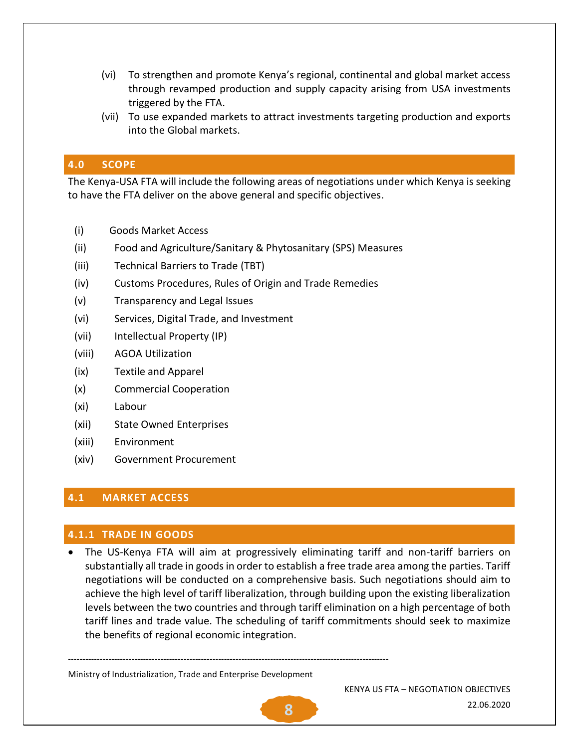(vi) To strengthen and promote Kenya's regional, continental and global market access through revamped production and supply capacity arising from USA investments triggered by the FTA.

(vii) To use expanded markets to attract investments targeting production and exports into the Global markets.

## 4.0 SCOPE

The Kenya-USA FTA will include the following areas of negotiations under which Kenya is seeking to have the FTA deliver on the above general and specific objectives.

(i) Goods Market Access

(ii) Food and Agriculture/Sanitary & Phytosanitary (SPS) Measures

(iii) Technical Barriers to Trade (TBT)

(iv) Customs Procedures, Rules of Origin and Trade Remedies

(v) Transparency and Legal Issues

(vi) Services, Digital Trade, and Investment

(vii) Intellectual Property (IP)

(viii) AGOA Utilization

(ix) Textile and Apparel

(x) Commercial Cooperation

(xi) Labour

(xii) State Owned Enterprises

(xiii) Environment

(xiv) Government Procurement

## 4.1 MARKET ACCESS

### 4.1.1 TRADE IN GOODS

- The US-Kenya FTA will aim at progressively eliminating tariff and non-tariff barriers on substantially all trade in goods in order to establish a free trade area among the parties. Tariff negotiations will be conducted on a comprehensive basis. Such negotiations should aim to achieve the high level of tariff liberalization, through building upon the existing liberalization levels between the two countries and through tariff elimination on a high percentage of both tariff lines and trade value. The scheduling of tariff commitments should seek to maximize the benefits of regional economic integration.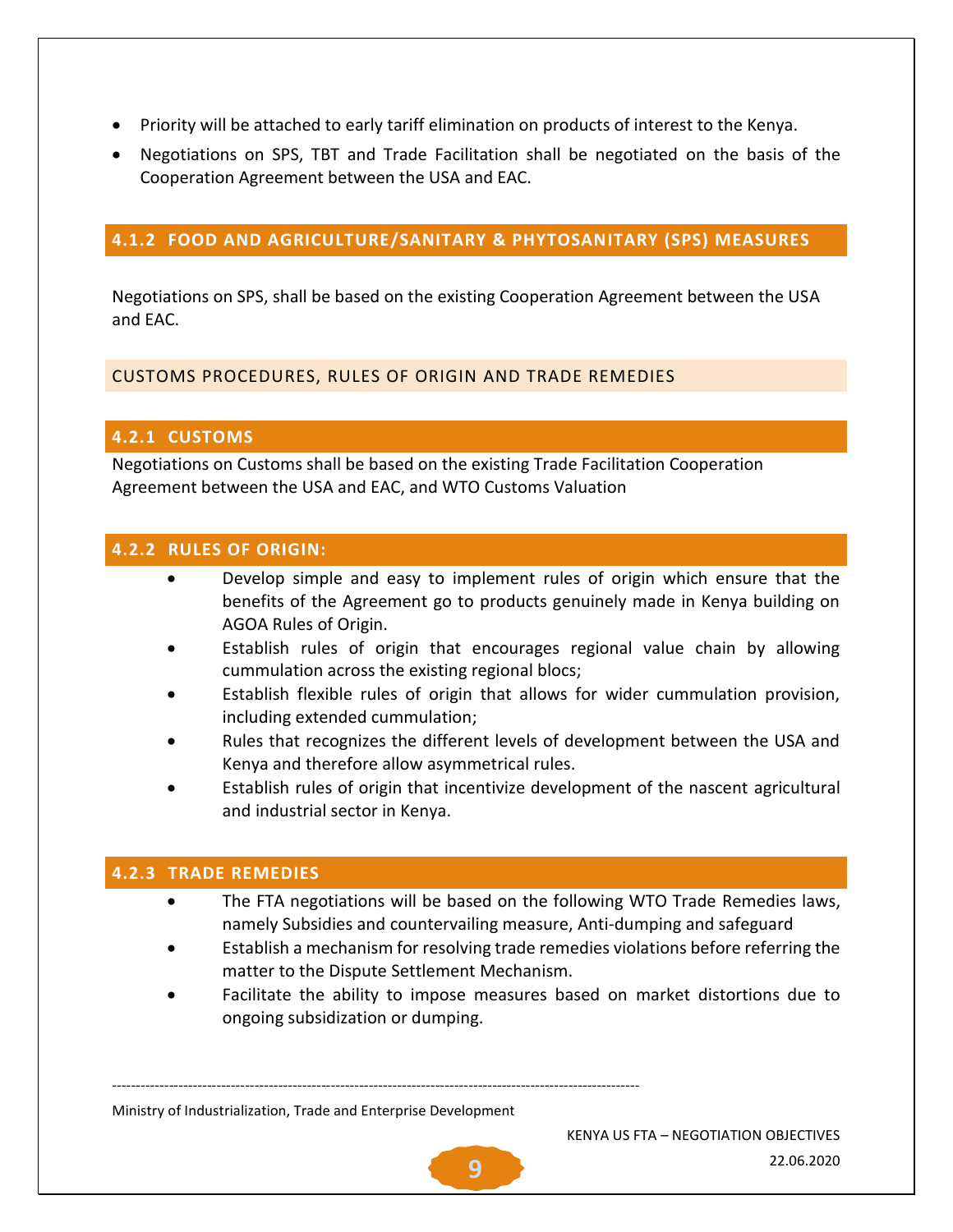- Priority will be attached to early tariff elimination on products of interest to the Kenya.
- Negotiations on SPS, TBT and Trade Facilitation shall be negotiated on the basis of the Cooperation Agreement between the USA and EAC.

### 4.1.2 FOOD AND AGRICULTURE/SANITARY & PHYTOSANITARY (SPS) MEASURES

Negotiations on SPS, shall be based on the existing Cooperation Agreement between the USA and EAC.

## CUSTOMS PROCEDURES, RULES OF ORIGIN AND TRADE REMEDIES

### 4.2.1 CUSTOMS

Negotiations on Customs shall be based on the existing Trade Facilitation Cooperation Agreement between the USA and EAC, and WTO Customs Valuation

### 4.2.2 RULES OF ORIGIN:

- Develop simple and easy to implement rules of origin which ensure that the benefits of the Agreement go to products genuinely made in Kenya building on AGOA Rules of Origin.
- Establish rules of origin that encourages regional value chain by allowing cummulation across the existing regional blocs;
- Establish flexible rules of origin that allows for wider cummulation provision, including extended cummulation;
- Rules that recognizes the different levels of development between the USA and Kenya and therefore allow asymmetrical rules.
- Establish rules of origin that incentivize development of the nascent agricultural and industrial sector in Kenya.

### 4.2.3 TRADE REMEDIES

- The FTA negotiations will be based on the following WTO Trade Remedies laws, namely Subsidies and countervailing measure, Anti-dumping and safeguard
- Establish a mechanism for resolving trade remedies violations before referring the matter to the Dispute Settlement Mechanism.
- Facilitate the ability to impose measures based on market distortions due to ongoing subsidization or dumping.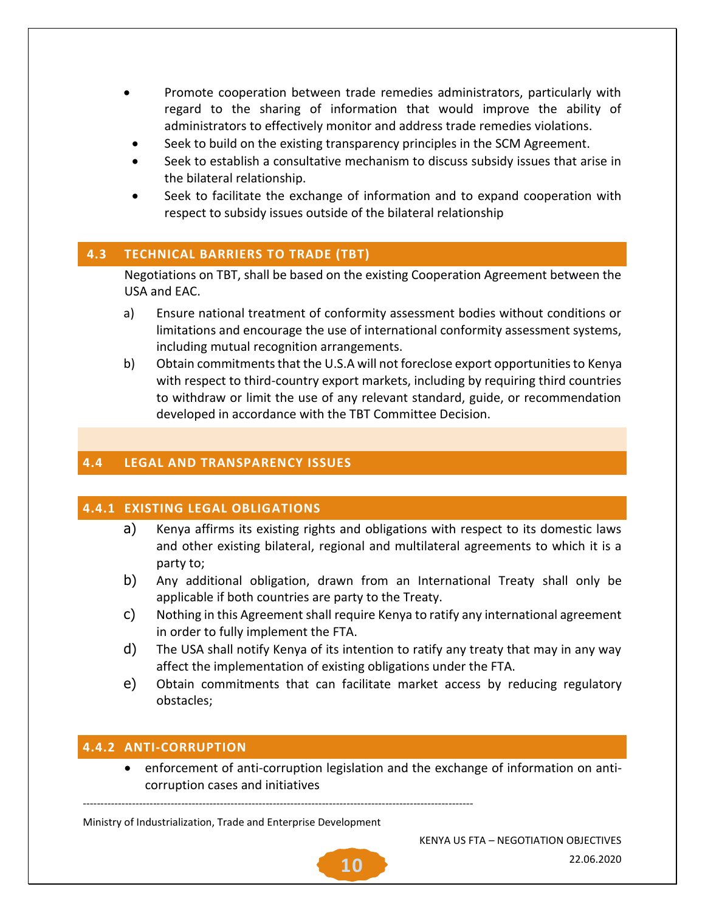- Promote cooperation between trade remedies administrators, particularly with regard to the sharing of information that would improve the ability of administrators to effectively monitor and address trade remedies violations.
- Seek to build on the existing transparency principles in the SCM Agreement.
- Seek to establish a consultative mechanism to discuss subsidy issues that arise in the bilateral relationship.
- Seek to facilitate the exchange of information and to expand cooperation with respect to subsidy issues outside of the bilateral relationship

## 4.3 TECHNICAL BARRIERS TO TRADE (TBT)

Negotiations on TBT, shall be based on the existing Cooperation Agreement between the USA and EAC.

a) Ensure national treatment of conformity assessment bodies without conditions or limitations and encourage the use of international conformity assessment systems, including mutual recognition arrangements.

b) Obtain commitments that the U.S.A will not foreclose export opportunities to Kenya with respect to third-country export markets, including by requiring third countries to withdraw or limit the use of any relevant standard, guide, or recommendation developed in accordance with the TBT Committee Decision.

## 4.4 LEGAL AND TRANSPARENCY ISSUES

### 4.4.1 EXISTING LEGAL OBLIGATIONS

a) Kenya affirms its existing rights and obligations with respect to its domestic laws and other existing bilateral, regional and multilateral agreements to which it is a party to;

b) Any additional obligation, drawn from an International Treaty shall only be applicable if both countries are party to the Treaty.

c) Nothing in this Agreement shall require Kenya to ratify any international agreement in order to fully implement the FTA.

d) The USA shall notify Kenya of its intention to ratify any treaty that may in any way affect the implementation of existing obligations under the FTA.

e) Obtain commitments that can facilitate market access by reducing regulatory obstacles;

### 4.4.2 ANTI-CORRUPTION

- enforcement of anti-corruption legislation and the exchange of information on anti-corruption cases and initiatives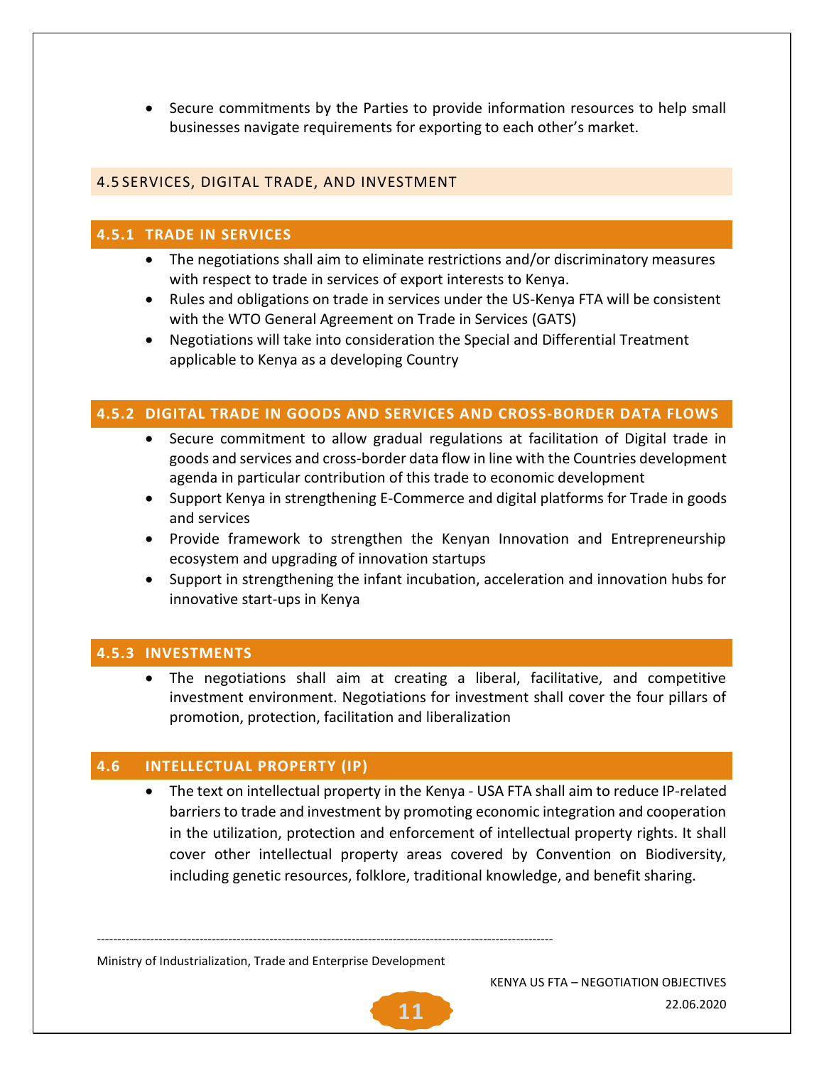- Secure commitments by the Parties to provide information resources to help small businesses navigate requirements for exporting to each other's market.

## 4.5 SERVICES, DIGITAL TRADE, AND INVESTMENT

### 4.5.1 TRADE IN SERVICES

- The negotiations shall aim to eliminate restrictions and/or discriminatory measures with respect to trade in services of export interests to Kenya.
- Rules and obligations on trade in services under the US-Kenya FTA will be consistent with the WTO General Agreement on Trade in Services (GATS)
- Negotiations will take into consideration the Special and Differential Treatment applicable to Kenya as a developing Country

### 4.5.2 DIGITAL TRADE IN GOODS AND SERVICES AND CROSS-BORDER DATA FLOWS

- Secure commitment to allow gradual regulations at facilitation of Digital trade in goods and services and cross-border data flow in line with the Countries development agenda in particular contribution of this trade to economic development
- Support Kenya in strengthening E-Commerce and digital platforms for Trade in goods and services
- Provide framework to strengthen the Kenyan Innovation and Entrepreneurship ecosystem and upgrading of innovation startups
- Support in strengthening the infant incubation, acceleration and innovation hubs for innovative start-ups in Kenya

### 4.5.3 INVESTMENTS

- The negotiations shall aim at creating a liberal, facilitative, and competitive investment environment. Negotiations for investment shall cover the four pillars of promotion, protection, facilitation and liberalization

## 4.6 INTELLECTUAL PROPERTY (IP)

- The text on intellectual property in the Kenya - USA FTA shall aim to reduce IP-related barriers to trade and investment by promoting economic integration and cooperation in the utilization, protection and enforcement of intellectual property rights. It shall cover other intellectual property areas covered by Convention on Biodiversity, including genetic resources, folklore, traditional knowledge, and benefit sharing.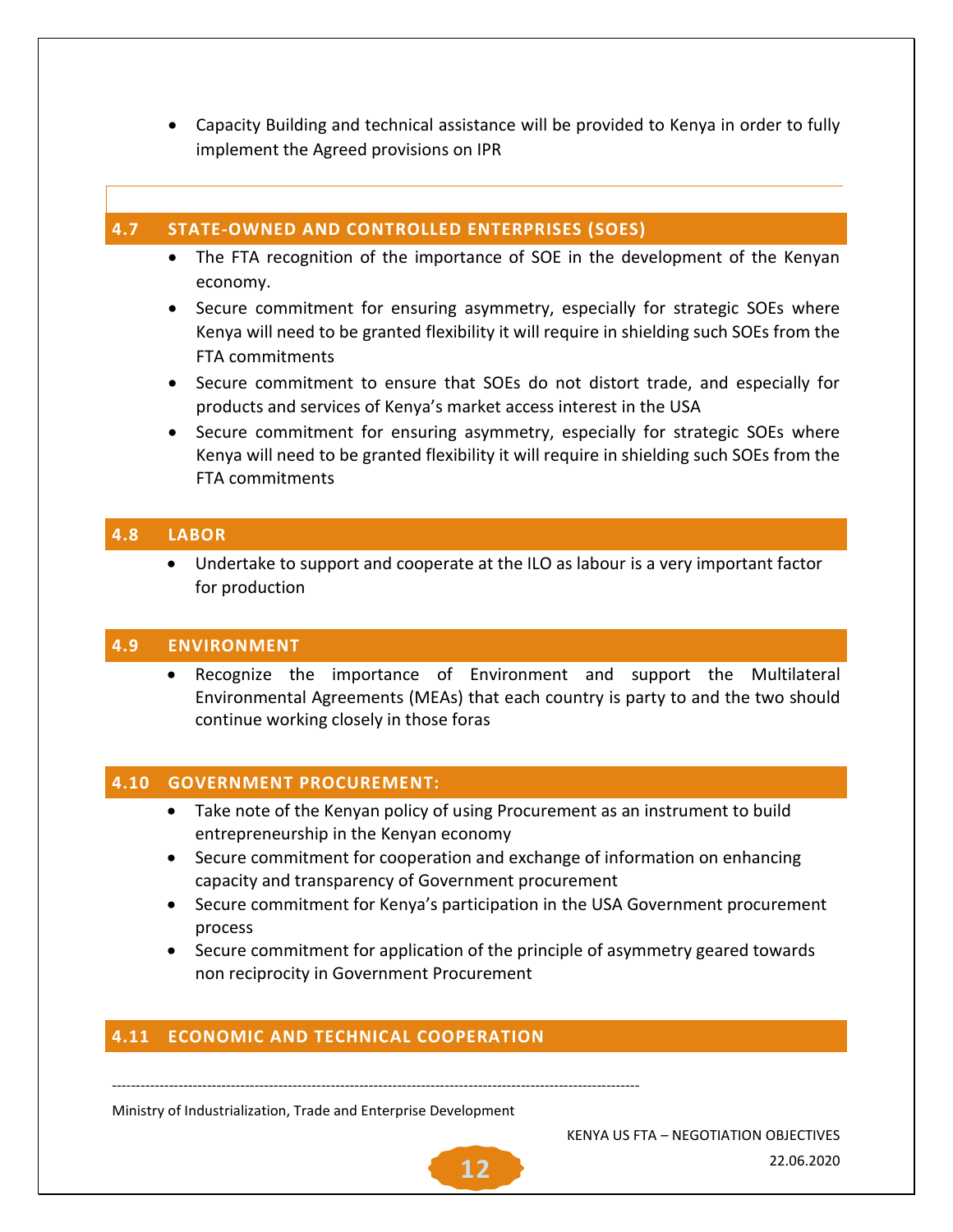- Capacity Building and technical assistance will be provided to Kenya in order to fully implement the Agreed provisions on IPR

## 4.7 STATE-OWNED AND CONTROLLED ENTERPRISES (SOES)

- The FTA recognition of the importance of SOE in the development of the Kenyan economy.
- Secure commitment for ensuring asymmetry, especially for strategic SOEs where Kenya will need to be granted flexibility it will require in shielding such SOEs from the FTA commitments
- Secure commitment to ensure that SOEs do not distort trade, and especially for products and services of Kenya's market access interest in the USA
- Secure commitment for ensuring asymmetry, especially for strategic SOEs where Kenya will need to be granted flexibility it will require in shielding such SOEs from the FTA commitments

## 4.8 LABOR

- Undertake to support and cooperate at the ILO as labour is a very important factor for production

## 4.9 ENVIRONMENT

- Recognize the importance of Environment and support the Multilateral Environmental Agreements (MEAs) that each country is party to and the two should continue working closely in those foras

## 4.10 GOVERNMENT PROCUREMENT:

- Take note of the Kenyan policy of using Procurement as an instrument to build entrepreneurship in the Kenyan economy
- Secure commitment for cooperation and exchange of information on enhancing capacity and transparency of Government procurement
- Secure commitment for Kenya's participation in the USA Government procurement process
- Secure commitment for application of the principle of asymmetry geared towards non reciprocity in Government Procurement

## 4.11 ECONOMIC AND TECHNICAL COOPERATION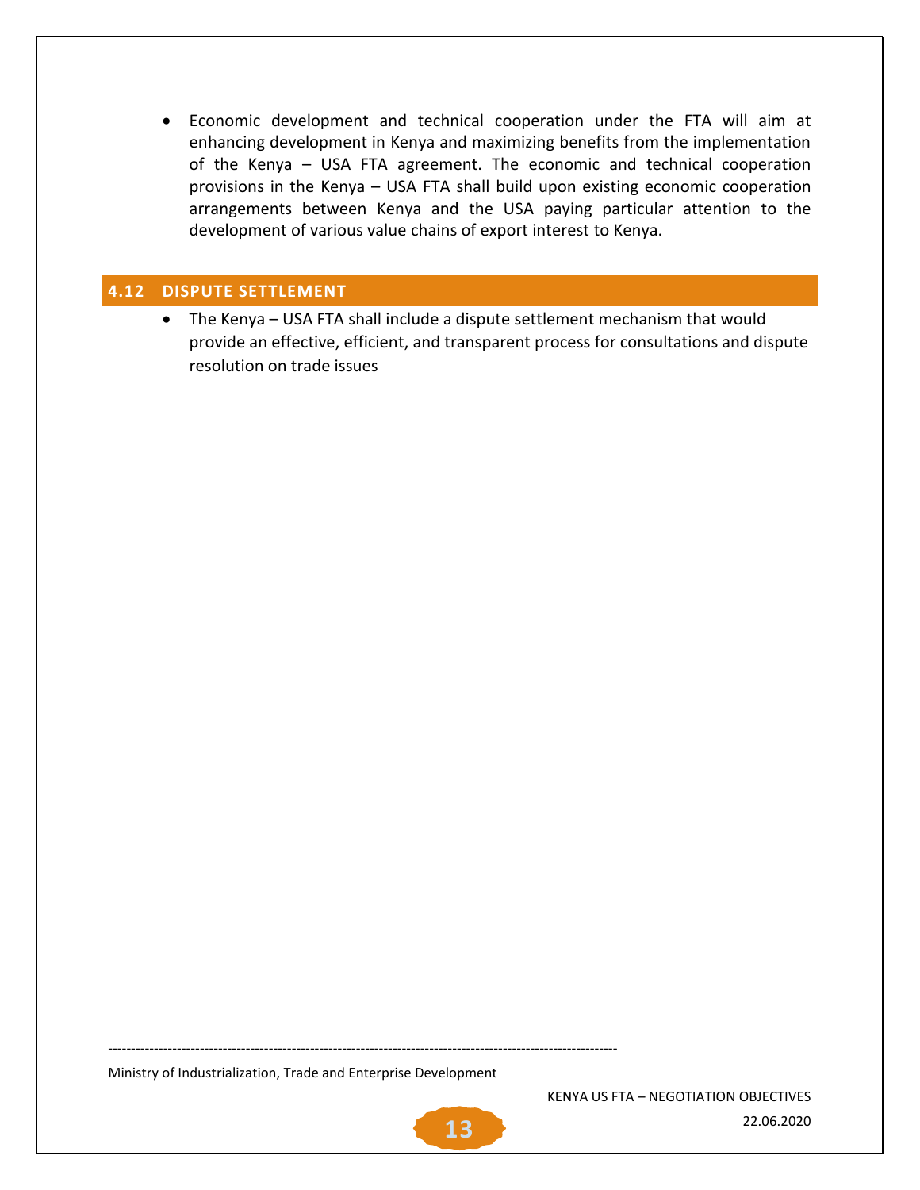- Economic development and technical cooperation under the FTA will aim at enhancing development in Kenya and maximizing benefits from the implementation of the Kenya – USA FTA agreement. The economic and technical cooperation provisions in the Kenya – USA FTA shall build upon existing economic cooperation arrangements between Kenya and the USA paying particular attention to the development of various value chains of export interest to Kenya.

## 4.12 DISPUTE SETTLEMENT

- The Kenya – USA FTA shall include a dispute settlement mechanism that would provide an effective, efficient, and transparent process for consultations and dispute resolution on trade issues